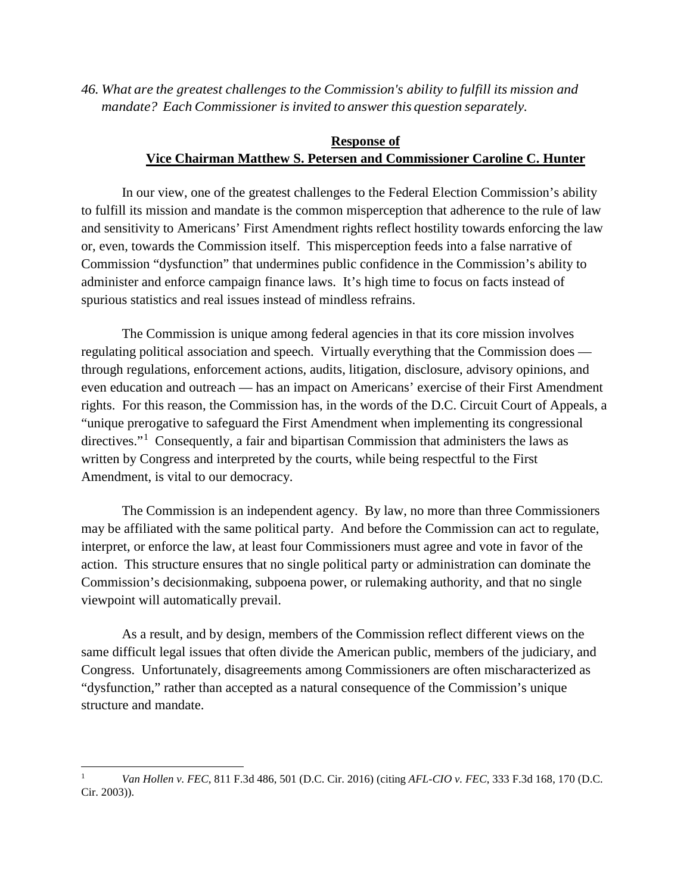*46. What are the greatest challenges to the Commission's ability to fulfill its mission and mandate? Each Commissioner is invited to answer this question separately.*

**Response of**
**Vice Chairman Matthew S. Petersen and Commissioner Caroline C. Hunter**

In our view, one of the greatest challenges to the Federal Election Commission's ability to fulfill its mission and mandate is the common misperception that adherence to the rule of law and sensitivity to Americans' First Amendment rights reflect hostility towards enforcing the law or, even, towards the Commission itself. This misperception feeds into a false narrative of Commission "dysfunction" that undermines public confidence in the Commission's ability to administer and enforce campaign finance laws. It's high time to focus on facts instead of spurious statistics and real issues instead of mindless refrains.

The Commission is unique among federal agencies in that its core mission involves regulating political association and speech. Virtually everything that the Commission does — through regulations, enforcement actions, audits, litigation, disclosure, advisory opinions, and even education and outreach — has an impact on Americans' exercise of their First Amendment rights. For this reason, the Commission has, in the words of the D.C. Circuit Court of Appeals, a "unique prerogative to safeguard the First Amendment when implementing its congressional directives."[1] Consequently, a fair and bipartisan Commission that administers the laws as written by Congress and interpreted by the courts, while being respectful to the First Amendment, is vital to our democracy.

The Commission is an independent agency. By law, no more than three Commissioners may be affiliated with the same political party. And before the Commission can act to regulate, interpret, or enforce the law, at least four Commissioners must agree and vote in favor of the action. This structure ensures that no single political party or administration can dominate the Commission's decisionmaking, subpoena power, or rulemaking authority, and that no single viewpoint will automatically prevail.

As a result, and by design, members of the Commission reflect different views on the same difficult legal issues that often divide the American public, members of the judiciary, and Congress. Unfortunately, disagreements among Commissioners are often mischaracterized as "dysfunction," rather than accepted as a natural consequence of the Commission's unique structure and mandate.

---

[1] *Van Hollen v. FEC*, 811 F.3d 486, 501 (D.C. Cir. 2016) (citing *AFL-CIO v. FEC*, 333 F.3d 168, 170 (D.C. Cir. 2003)).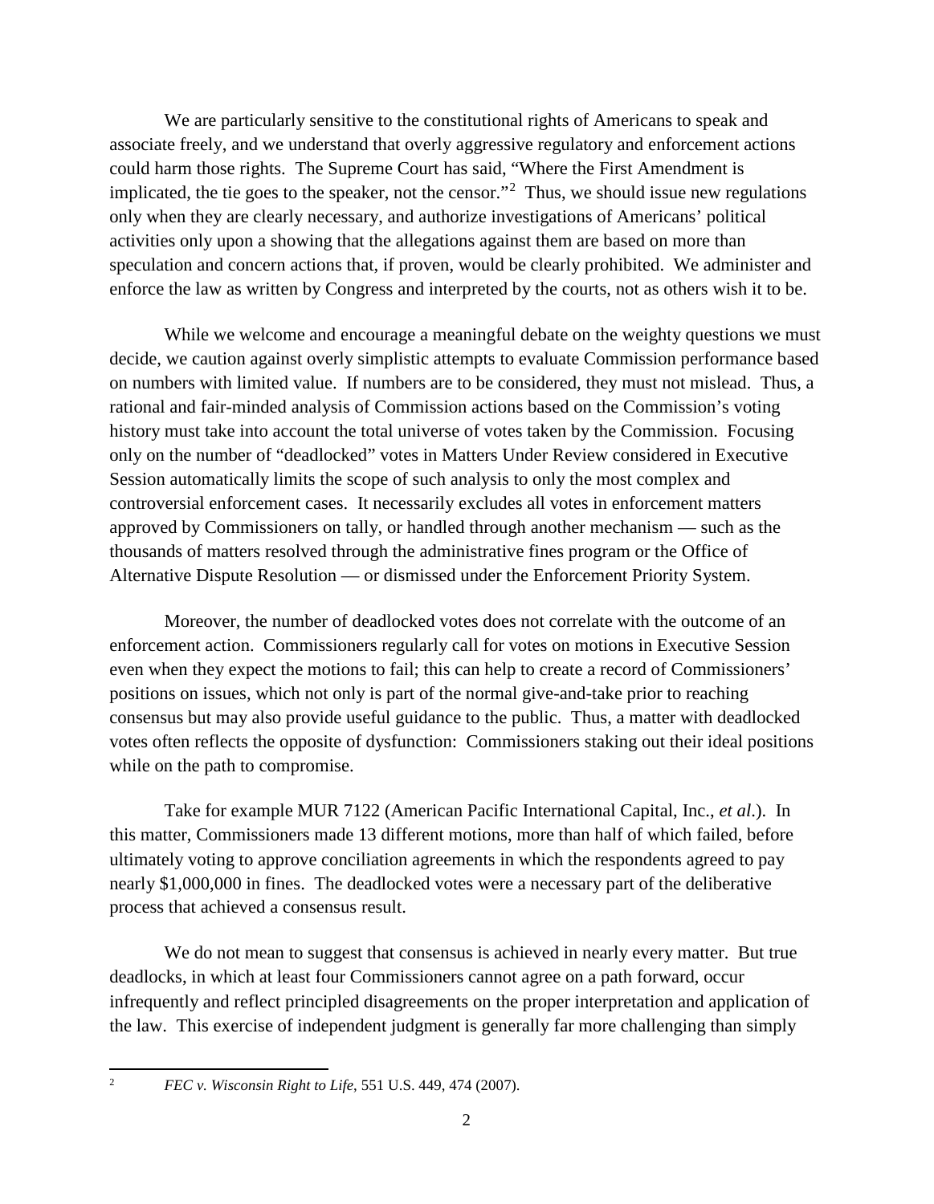We are particularly sensitive to the constitutional rights of Americans to speak and associate freely, and we understand that overly aggressive regulatory and enforcement actions could harm those rights. The Supreme Court has said, "Where the First Amendment is implicated, the tie goes to the speaker, not the censor."[2] Thus, we should issue new regulations only when they are clearly necessary, and authorize investigations of Americans' political activities only upon a showing that the allegations against them are based on more than speculation and concern actions that, if proven, would be clearly prohibited. We administer and enforce the law as written by Congress and interpreted by the courts, not as others wish it to be.

While we welcome and encourage a meaningful debate on the weighty questions we must decide, we caution against overly simplistic attempts to evaluate Commission performance based on numbers with limited value. If numbers are to be considered, they must not mislead. Thus, a rational and fair-minded analysis of Commission actions based on the Commission's voting history must take into account the total universe of votes taken by the Commission. Focusing only on the number of "deadlocked" votes in Matters Under Review considered in Executive Session automatically limits the scope of such analysis to only the most complex and controversial enforcement cases. It necessarily excludes all votes in enforcement matters approved by Commissioners on tally, or handled through another mechanism — such as the thousands of matters resolved through the administrative fines program or the Office of Alternative Dispute Resolution — or dismissed under the Enforcement Priority System.

Moreover, the number of deadlocked votes does not correlate with the outcome of an enforcement action. Commissioners regularly call for votes on motions in Executive Session even when they expect the motions to fail; this can help to create a record of Commissioners' positions on issues, which not only is part of the normal give-and-take prior to reaching consensus but may also provide useful guidance to the public. Thus, a matter with deadlocked votes often reflects the opposite of dysfunction: Commissioners staking out their ideal positions while on the path to compromise.

Take for example MUR 7122 (American Pacific International Capital, Inc., *et al*.). In this matter, Commissioners made 13 different motions, more than half of which failed, before ultimately voting to approve conciliation agreements in which the respondents agreed to pay nearly $1,000,000 in fines. The deadlocked votes were a necessary part of the deliberative process that achieved a consensus result.

We do not mean to suggest that consensus is achieved in nearly every matter. But true deadlocks, in which at least four Commissioners cannot agree on a path forward, occur infrequently and reflect principled disagreements on the proper interpretation and application of the law. This exercise of independent judgment is generally far more challenging than simply

---

[2] *FEC v. Wisconsin Right to Life*, 551 U.S. 449, 474 (2007).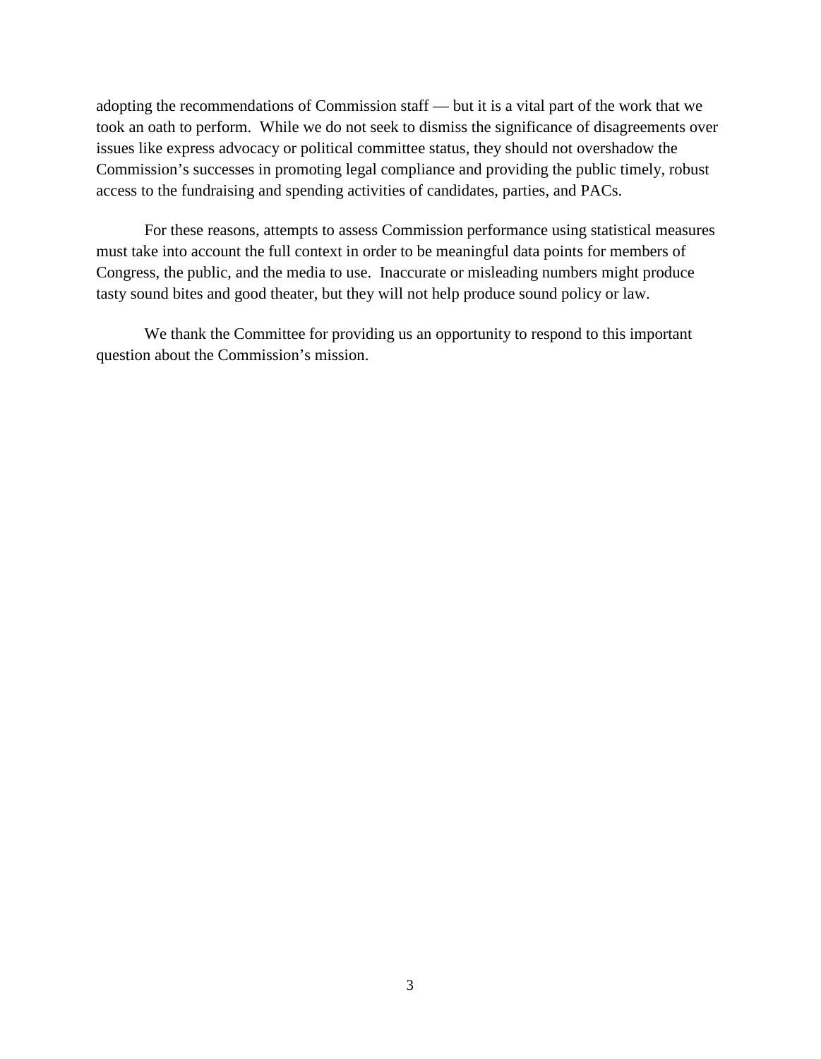adopting the recommendations of Commission staff — but it is a vital part of the work that we took an oath to perform. While we do not seek to dismiss the significance of disagreements over issues like express advocacy or political committee status, they should not overshadow the Commission's successes in promoting legal compliance and providing the public timely, robust access to the fundraising and spending activities of candidates, parties, and PACs.

For these reasons, attempts to assess Commission performance using statistical measures must take into account the full context in order to be meaningful data points for members of Congress, the public, and the media to use. Inaccurate or misleading numbers might produce tasty sound bites and good theater, but they will not help produce sound policy or law.

We thank the Committee for providing us an opportunity to respond to this important question about the Commission's mission.